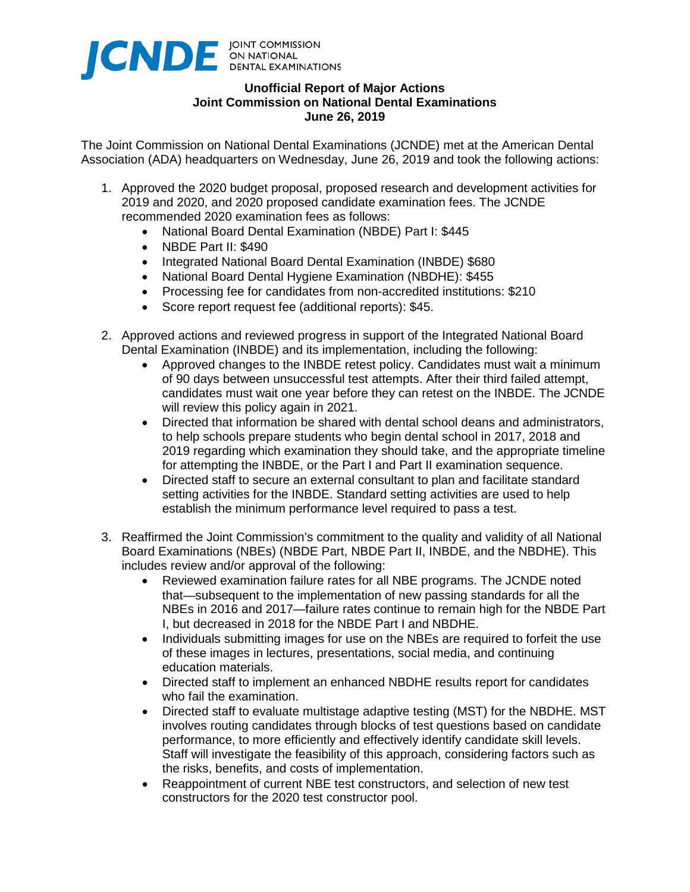JCNDE JOINT COMMISSION ON NATIONAL DENTAL EXAMINATIONS

**Unofficial Report of Major Actions**
**Joint Commission on National Dental Examinations**
**June 26, 2019**

The Joint Commission on National Dental Examinations (JCNDE) met at the American Dental Association (ADA) headquarters on Wednesday, June 26, 2019 and took the following actions:

1. Approved the 2020 budget proposal, proposed research and development activities for 2019 and 2020, and 2020 proposed candidate examination fees. The JCNDE recommended 2020 examination fees as follows:
   - National Board Dental Examination (NBDE) Part I: $445
   - NBDE Part II: $490
   - Integrated National Board Dental Examination (INBDE) $680
   - National Board Dental Hygiene Examination (NBDHE): $455
   - Processing fee for candidates from non-accredited institutions: $210
   - Score report request fee (additional reports): $45.

2. Approved actions and reviewed progress in support of the Integrated National Board Dental Examination (INBDE) and its implementation, including the following:
   - Approved changes to the INBDE retest policy. Candidates must wait a minimum of 90 days between unsuccessful test attempts. After their third failed attempt, candidates must wait one year before they can retest on the INBDE. The JCNDE will review this policy again in 2021.
   - Directed that information be shared with dental school deans and administrators, to help schools prepare students who begin dental school in 2017, 2018 and 2019 regarding which examination they should take, and the appropriate timeline for attempting the INBDE, or the Part I and Part II examination sequence.
   - Directed staff to secure an external consultant to plan and facilitate standard setting activities for the INBDE. Standard setting activities are used to help establish the minimum performance level required to pass a test.

3. Reaffirmed the Joint Commission's commitment to the quality and validity of all National Board Examinations (NBEs) (NBDE Part, NBDE Part II, INBDE, and the NBDHE). This includes review and/or approval of the following:
   - Reviewed examination failure rates for all NBE programs. The JCNDE noted that—subsequent to the implementation of new passing standards for all the NBEs in 2016 and 2017—failure rates continue to remain high for the NBDE Part I, but decreased in 2018 for the NBDE Part I and NBDHE.
   - Individuals submitting images for use on the NBEs are required to forfeit the use of these images in lectures, presentations, social media, and continuing education materials.
   - Directed staff to implement an enhanced NBDHE results report for candidates who fail the examination.
   - Directed staff to evaluate multistage adaptive testing (MST) for the NBDHE. MST involves routing candidates through blocks of test questions based on candidate performance, to more efficiently and effectively identify candidate skill levels. Staff will investigate the feasibility of this approach, considering factors such as the risks, benefits, and costs of implementation.
   - Reappointment of current NBE test constructors, and selection of new test constructors for the 2020 test constructor pool.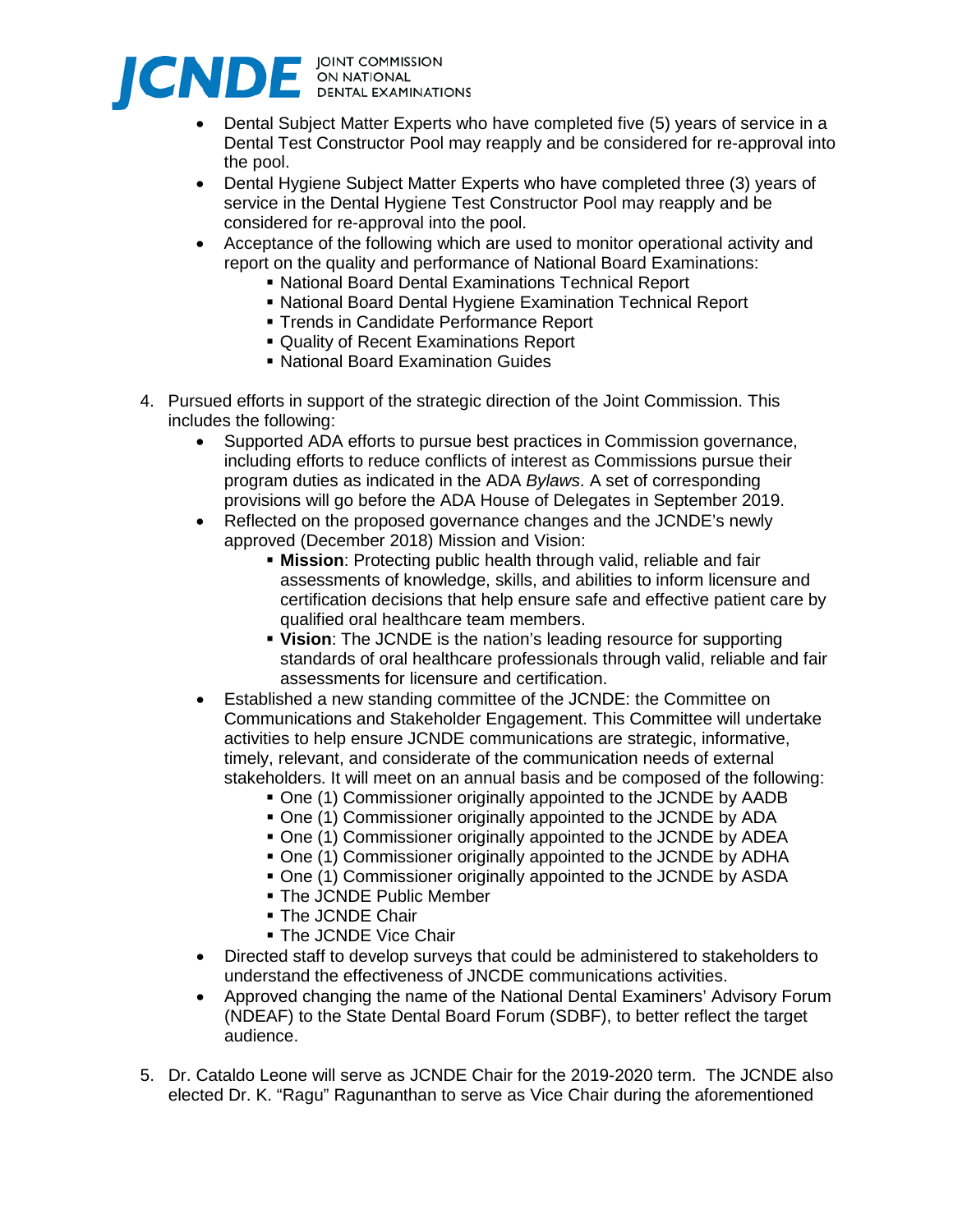- Dental Subject Matter Experts who have completed five (5) years of service in a Dental Test Constructor Pool may reapply and be considered for re-approval into the pool.
- Dental Hygiene Subject Matter Experts who have completed three (3) years of service in the Dental Hygiene Test Constructor Pool may reapply and be considered for re-approval into the pool.
- Acceptance of the following which are used to monitor operational activity and report on the quality and performance of National Board Examinations:
  - National Board Dental Examinations Technical Report
  - National Board Dental Hygiene Examination Technical Report
  - Trends in Candidate Performance Report
  - Quality of Recent Examinations Report
  - National Board Examination Guides

4. Pursued efforts in support of the strategic direction of the Joint Commission. This includes the following:
   - Supported ADA efforts to pursue best practices in Commission governance, including efforts to reduce conflicts of interest as Commissions pursue their program duties as indicated in the ADA *Bylaws*. A set of corresponding provisions will go before the ADA House of Delegates in September 2019.
   - Reflected on the proposed governance changes and the JCNDE's newly approved (December 2018) Mission and Vision:
     - **Mission**: Protecting public health through valid, reliable and fair assessments of knowledge, skills, and abilities to inform licensure and certification decisions that help ensure safe and effective patient care by qualified oral healthcare team members.
     - **Vision**: The JCNDE is the nation's leading resource for supporting standards of oral healthcare professionals through valid, reliable and fair assessments for licensure and certification.
   - Established a new standing committee of the JCNDE: the Committee on Communications and Stakeholder Engagement. This Committee will undertake activities to help ensure JCNDE communications are strategic, informative, timely, relevant, and considerate of the communication needs of external stakeholders. It will meet on an annual basis and be composed of the following:
     - One (1) Commissioner originally appointed to the JCNDE by AADB
     - One (1) Commissioner originally appointed to the JCNDE by ADA
     - One (1) Commissioner originally appointed to the JCNDE by ADEA
     - One (1) Commissioner originally appointed to the JCNDE by ADHA
     - One (1) Commissioner originally appointed to the JCNDE by ASDA
     - The JCNDE Public Member
     - The JCNDE Chair
     - The JCNDE Vice Chair
   - Directed staff to develop surveys that could be administered to stakeholders to understand the effectiveness of JNCDE communications activities.
   - Approved changing the name of the National Dental Examiners' Advisory Forum (NDEAF) to the State Dental Board Forum (SDBF), to better reflect the target audience.

5. Dr. Cataldo Leone will serve as JCNDE Chair for the 2019-2020 term. The JCNDE also elected Dr. K. "Ragu" Ragunanthan to serve as Vice Chair during the aforementioned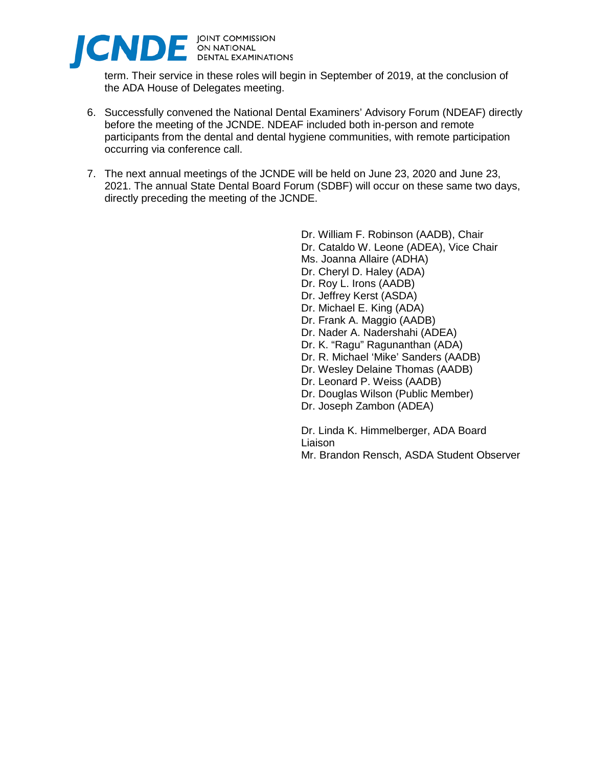term. Their service in these roles will begin in September of 2019, at the conclusion of the ADA House of Delegates meeting.

6. Successfully convened the National Dental Examiners' Advisory Forum (NDEAF) directly before the meeting of the JCNDE. NDEAF included both in-person and remote participants from the dental and dental hygiene communities, with remote participation occurring via conference call.

7. The next annual meetings of the JCNDE will be held on June 23, 2020 and June 23, 2021. The annual State Dental Board Forum (SDBF) will occur on these same two days, directly preceding the meeting of the JCNDE.

Dr. William F. Robinson (AADB), Chair
Dr. Cataldo W. Leone (ADEA), Vice Chair
Ms. Joanna Allaire (ADHA)
Dr. Cheryl D. Haley (ADA)
Dr. Roy L. Irons (AADB)
Dr. Jeffrey Kerst (ASDA)
Dr. Michael E. King (ADA)
Dr. Frank A. Maggio (AADB)
Dr. Nader A. Nadershahi (ADEA)
Dr. K. "Ragu" Ragunanthan (ADA)
Dr. R. Michael 'Mike' Sanders (AADB)
Dr. Wesley Delaine Thomas (AADB)
Dr. Leonard P. Weiss (AADB)
Dr. Douglas Wilson (Public Member)
Dr. Joseph Zambon (ADEA)

Dr. Linda K. Himmelberger, ADA Board Liaison
Mr. Brandon Rensch, ASDA Student Observer